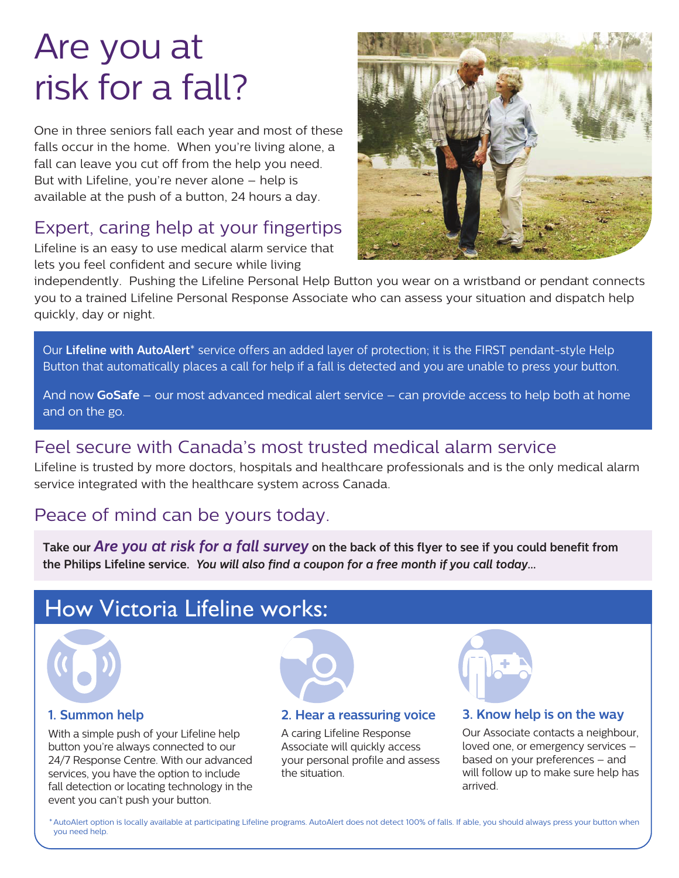# Are you at risk for a fall?

One in three seniors fall each year and most of these falls occur in the home. When you're living alone, a fall can leave you cut off from the help you need. But with Lifeline, you're never alone – help is available at the push of a button, 24 hours a day.

## Expert, caring help at your fingertips

Lifeline is an easy to use medical alarm service that lets you feel confident and secure while living independently. Pushing the Lifeline Personal Help Button you wear on a wristband or pendant connects you to a trained Lifeline Personal Response Associate who can assess your situation and dispatch help quickly, day or night.

Our **Lifeline with AutoAlert*** service offers an added layer of protection; it is the FIRST pendant-style Help Button that automatically places a call for help if a fall is detected and you are unable to press your button.

And now **GoSafe** – our most advanced medical alert service – can provide access to help both at home and on the go.

## Feel secure with Canada's most trusted medical alarm service

Lifeline is trusted by more doctors, hospitals and healthcare professionals and is the only medical alarm service integrated with the healthcare system across Canada.

## Peace of mind can be yours today.

**Take our *Are you at risk for a fall survey* on the back of this flyer to see if you could benefit from the Philips Lifeline service.** ***You will also find a coupon for a free month if you call today...***

## How Victoria Lifeline works:

### 1. Summon help

With a simple push of your Lifeline help button you're always connected to our 24/7 Response Centre. With our advanced services, you have the option to include fall detection or locating technology in the event you can't push your button.

### 2. Hear a reassuring voice

A caring Lifeline Response Associate will quickly access your personal profile and assess the situation.

### 3. Know help is on the way

Our Associate contacts a neighbour, loved one, or emergency services – based on your preferences – and will follow up to make sure help has arrived.

* AutoAlert option is locally available at participating Lifeline programs. AutoAlert does not detect 100% of falls. If able, you should always press your button when you need help.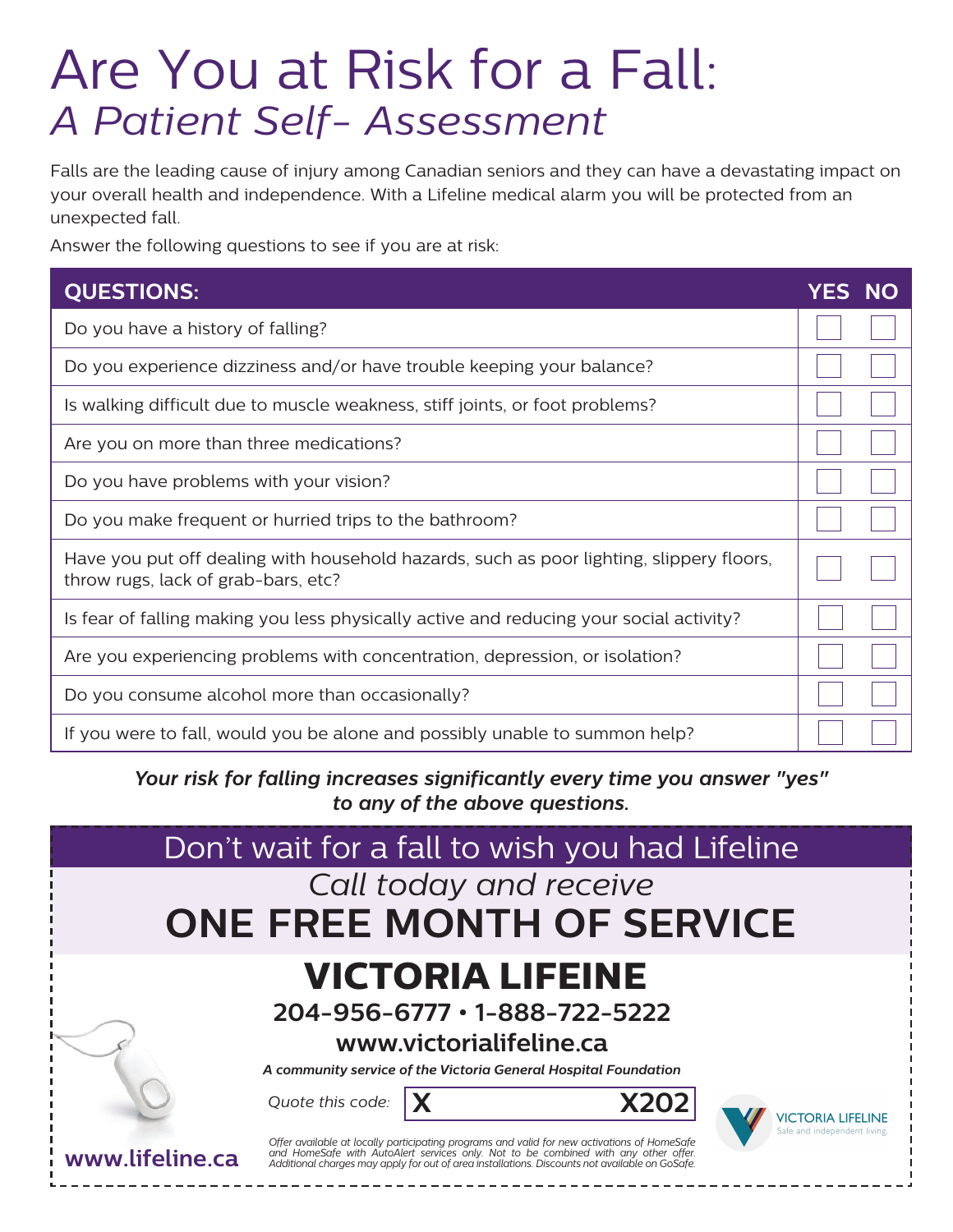# Are You at Risk for a Fall:

## *A Patient Self- Assessment*

Falls are the leading cause of injury among Canadian seniors and they can have a devastating impact on your overall health and independence. With a Lifeline medical alarm you will be protected from an unexpected fall.

Answer the following questions to see if you are at risk:

| QUESTIONS: | YES | NO |
|---|---|---|
| Do you have a history of falling? | ☐ | ☐ |
| Do you experience dizziness and/or have trouble keeping your balance? | ☐ | ☐ |
| Is walking difficult due to muscle weakness, stiff joints, or foot problems? | ☐ | ☐ |
| Are you on more than three medications? | ☐ | ☐ |
| Do you have problems with your vision? | ☐ | ☐ |
| Do you make frequent or hurried trips to the bathroom? | ☐ | ☐ |
| Have you put off dealing with household hazards, such as poor lighting, slippery floors, throw rugs, lack of grab-bars, etc? | ☐ | ☐ |
| Is fear of falling making you less physically active and reducing your social activity? | ☐ | ☐ |
| Are you experiencing problems with concentration, depression, or isolation? | ☐ | ☐ |
| Do you consume alcohol more than occasionally? | ☐ | ☐ |
| If you were to fall, would you be alone and possibly unable to summon help? | ☐ | ☐ |

***Your risk for falling increases significantly every time you answer "yes" to any of the above questions.***

Don't wait for a fall to wish you had Lifeline

*Call today and receive*

**ONE FREE MONTH OF SERVICE**

**VICTORIA LIFEINE**

**204-956-6777 • 1-888-722-5222**

**www.victorialifeline.ca**

***A community service of the Victoria General Hospital Foundation***

*Quote this code:* **X** **X202**

VICTORIA LIFELINE
Safe and independent living.

**www.lifeline.ca**

*Offer available at locally participating programs and valid for new activations of HomeSafe and HomeSafe with AutoAlert services only. Not to be combined with any other offer. Additional charges may apply for out of area installations. Discounts not available on GoSafe.*